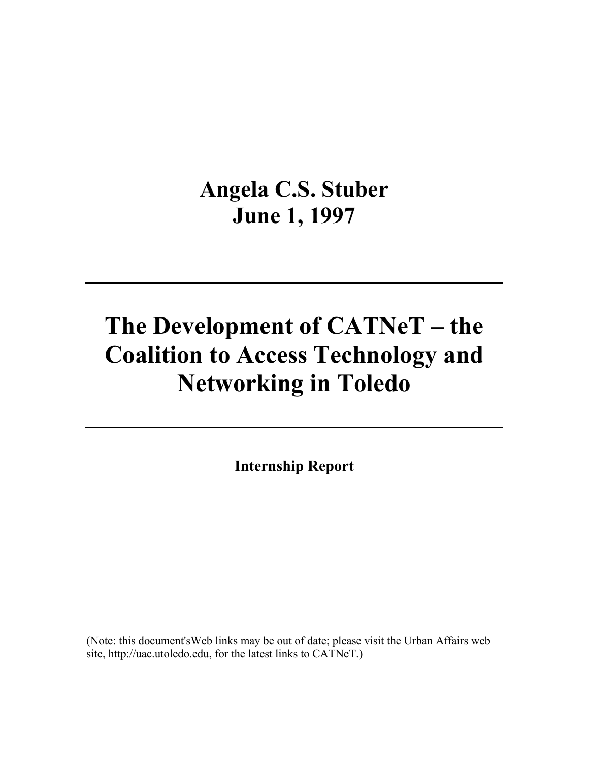**Angela C.S. Stuber**
**June 1, 1997**

---

# The Development of CATNeT – the Coalition to Access Technology and Networking in Toledo

---

**Internship Report**

(Note: this document'sWeb links may be out of date; please visit the Urban Affairs web site, http://uac.utoledo.edu, for the latest links to CATNeT.)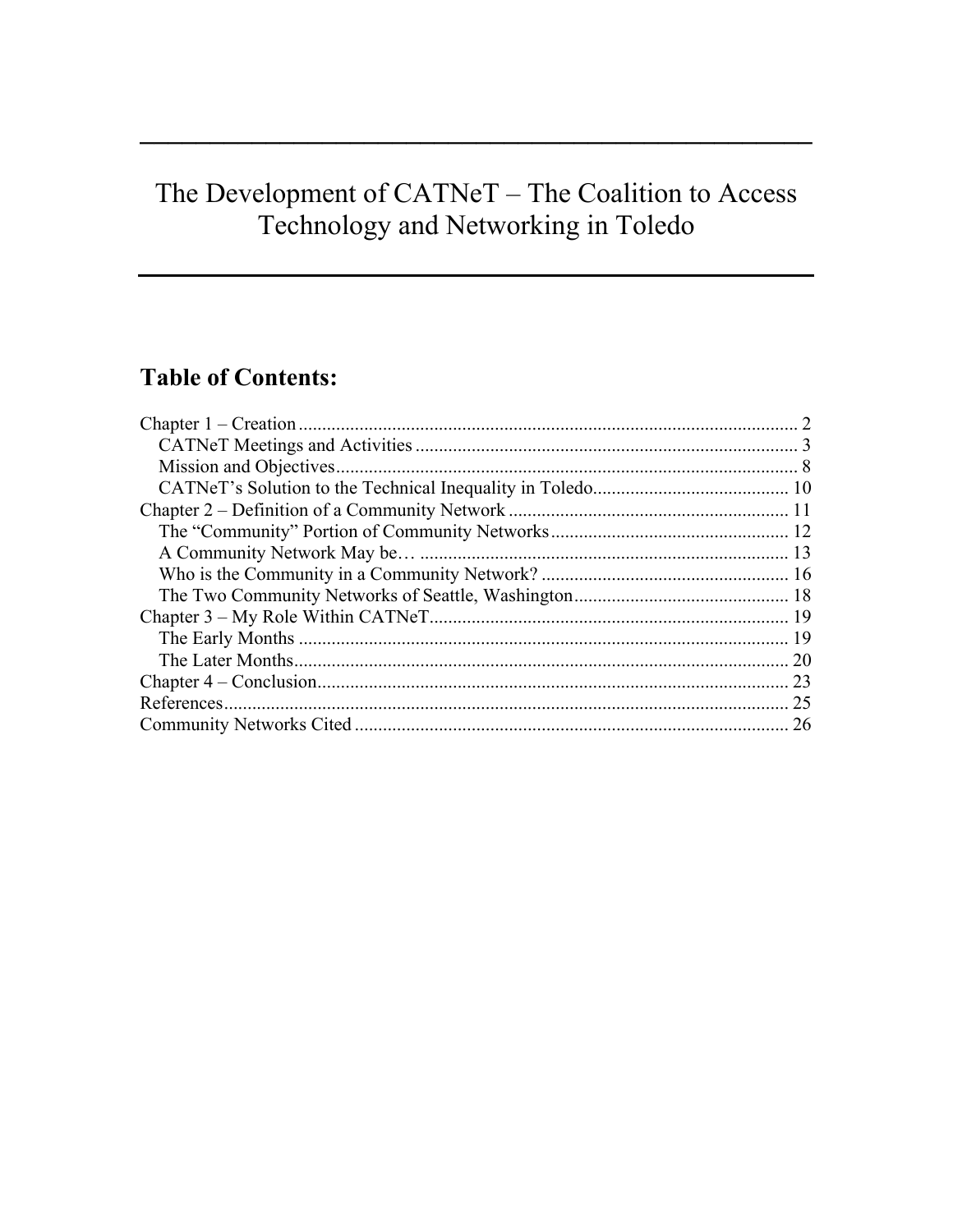# The Development of CATNeT – The Coalition to Access Technology and Networking in Toledo

## Table of Contents:

- Chapter 1 – Creation ... 2
  - CATNeT Meetings and Activities ... 3
  - Mission and Objectives ... 8
  - CATNeT's Solution to the Technical Inequality in Toledo ... 10
- Chapter 2 – Definition of a Community Network ... 11
  - The "Community" Portion of Community Networks ... 12
  - A Community Network May be… ... 13
  - Who is the Community in a Community Network? ... 16
  - The Two Community Networks of Seattle, Washington ... 18
- Chapter 3 – My Role Within CATNeT ... 19
  - The Early Months ... 19
  - The Later Months ... 20
- Chapter 4 – Conclusion ... 23
- References ... 25
- Community Networks Cited ... 26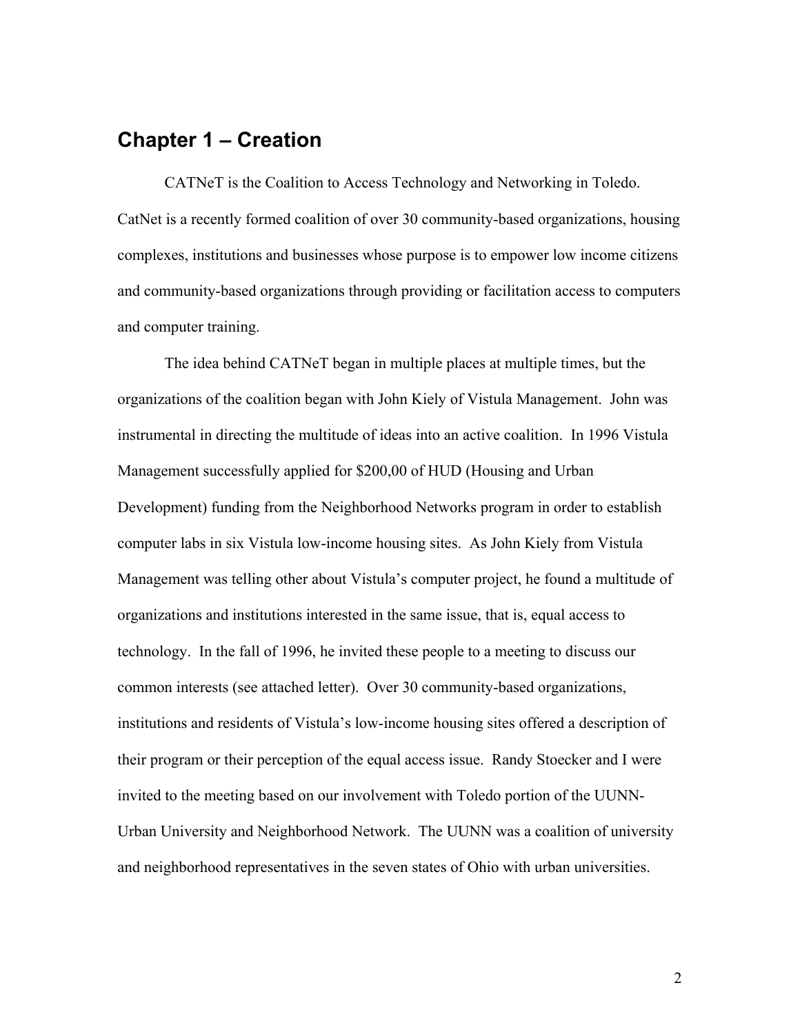## Chapter 1 – Creation

CATNeT is the Coalition to Access Technology and Networking in Toledo. CatNet is a recently formed coalition of over 30 community-based organizations, housing complexes, institutions and businesses whose purpose is to empower low income citizens and community-based organizations through providing or facilitation access to computers and computer training.

The idea behind CATNeT began in multiple places at multiple times, but the organizations of the coalition began with John Kiely of Vistula Management. John was instrumental in directing the multitude of ideas into an active coalition. In 1996 Vistula Management successfully applied for $200,00 of HUD (Housing and Urban Development) funding from the Neighborhood Networks program in order to establish computer labs in six Vistula low-income housing sites. As John Kiely from Vistula Management was telling other about Vistula's computer project, he found a multitude of organizations and institutions interested in the same issue, that is, equal access to technology. In the fall of 1996, he invited these people to a meeting to discuss our common interests (see attached letter). Over 30 community-based organizations, institutions and residents of Vistula's low-income housing sites offered a description of their program or their perception of the equal access issue. Randy Stoecker and I were invited to the meeting based on our involvement with Toledo portion of the UUNN-Urban University and Neighborhood Network. The UUNN was a coalition of university and neighborhood representatives in the seven states of Ohio with urban universities.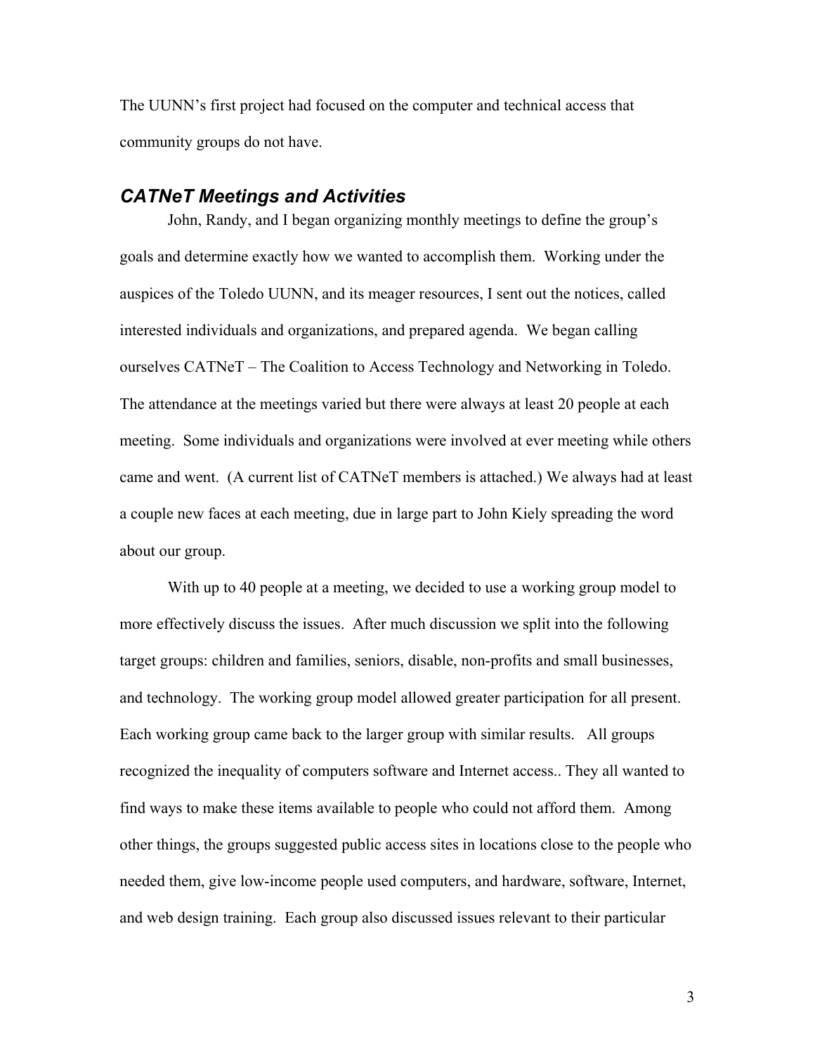The UUNN's first project had focused on the computer and technical access that community groups do not have.

### *CATNeT Meetings and Activities*

John, Randy, and I began organizing monthly meetings to define the group's goals and determine exactly how we wanted to accomplish them. Working under the auspices of the Toledo UUNN, and its meager resources, I sent out the notices, called interested individuals and organizations, and prepared agenda. We began calling ourselves CATNeT – The Coalition to Access Technology and Networking in Toledo. The attendance at the meetings varied but there were always at least 20 people at each meeting. Some individuals and organizations were involved at ever meeting while others came and went. (A current list of CATNeT members is attached.) We always had at least a couple new faces at each meeting, due in large part to John Kiely spreading the word about our group.

With up to 40 people at a meeting, we decided to use a working group model to more effectively discuss the issues. After much discussion we split into the following target groups: children and families, seniors, disable, non-profits and small businesses, and technology. The working group model allowed greater participation for all present. Each working group came back to the larger group with similar results. All groups recognized the inequality of computers software and Internet access.. They all wanted to find ways to make these items available to people who could not afford them. Among other things, the groups suggested public access sites in locations close to the people who needed them, give low-income people used computers, and hardware, software, Internet, and web design training. Each group also discussed issues relevant to their particular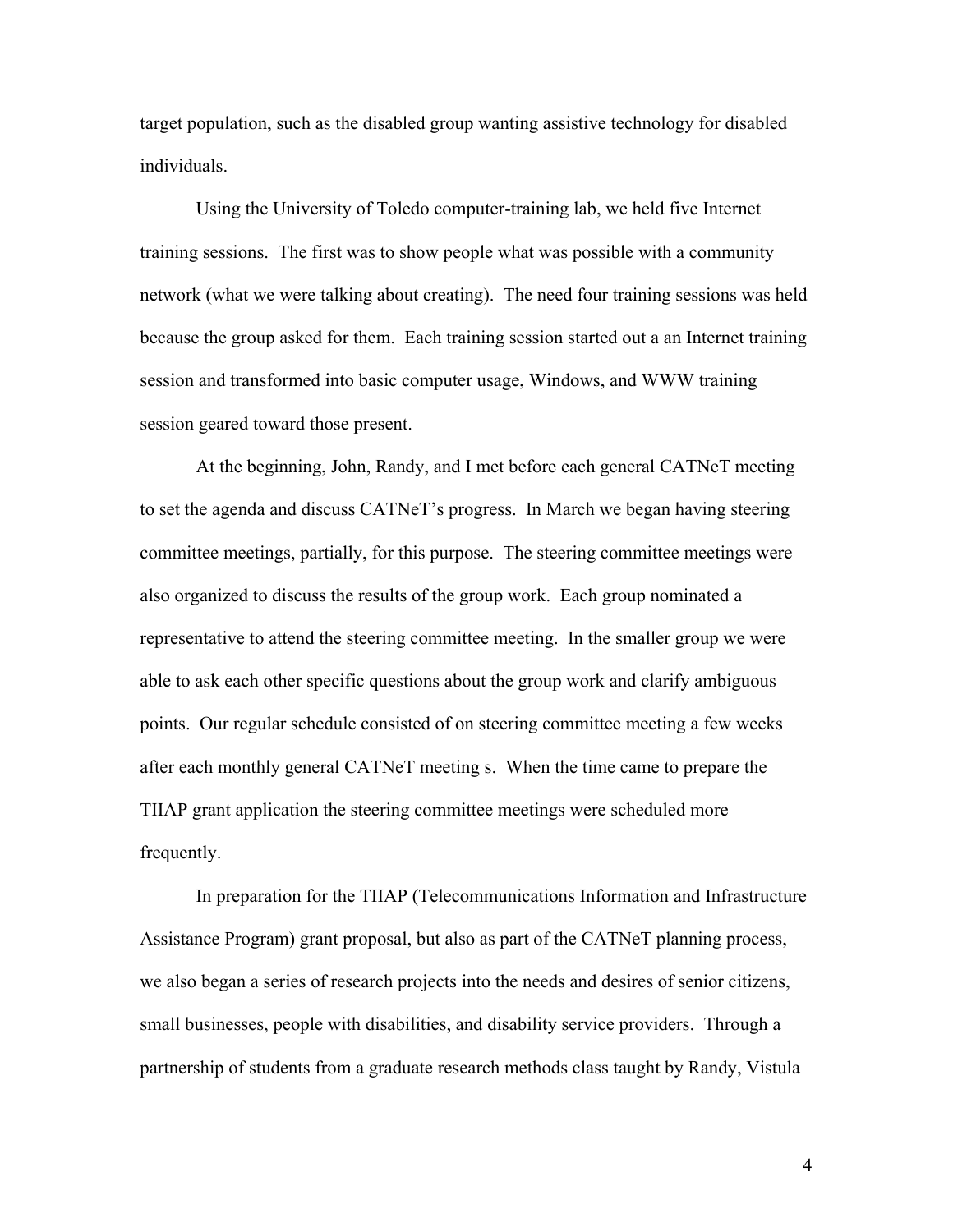target population, such as the disabled group wanting assistive technology for disabled individuals.

Using the University of Toledo computer-training lab, we held five Internet training sessions. The first was to show people what was possible with a community network (what we were talking about creating). The need four training sessions was held because the group asked for them. Each training session started out a an Internet training session and transformed into basic computer usage, Windows, and WWW training session geared toward those present.

At the beginning, John, Randy, and I met before each general CATNeT meeting to set the agenda and discuss CATNeT's progress. In March we began having steering committee meetings, partially, for this purpose. The steering committee meetings were also organized to discuss the results of the group work. Each group nominated a representative to attend the steering committee meeting. In the smaller group we were able to ask each other specific questions about the group work and clarify ambiguous points. Our regular schedule consisted of on steering committee meeting a few weeks after each monthly general CATNeT meeting s. When the time came to prepare the TIIAP grant application the steering committee meetings were scheduled more frequently.

In preparation for the TIIAP (Telecommunications Information and Infrastructure Assistance Program) grant proposal, but also as part of the CATNeT planning process, we also began a series of research projects into the needs and desires of senior citizens, small businesses, people with disabilities, and disability service providers. Through a partnership of students from a graduate research methods class taught by Randy, Vistula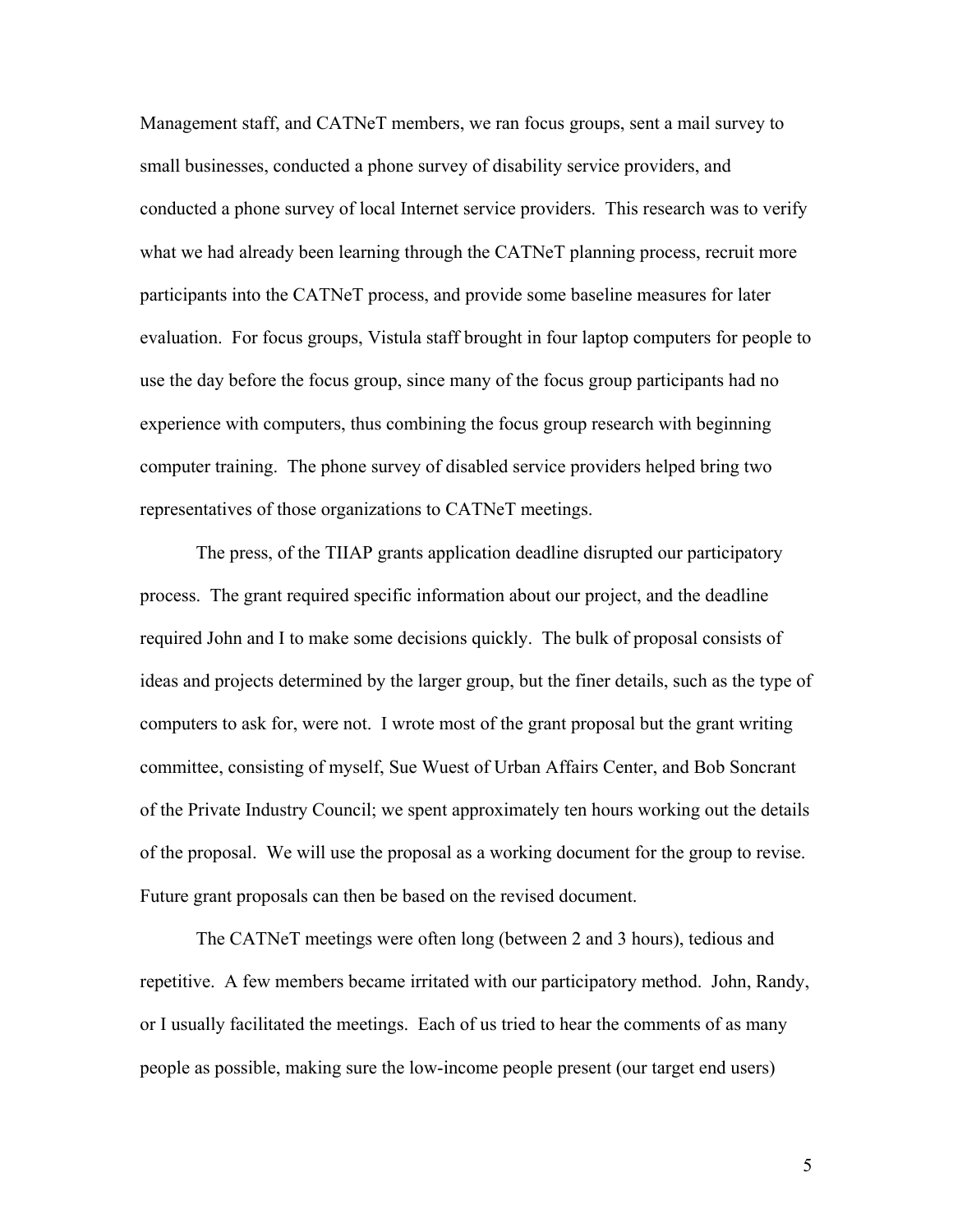Management staff, and CATNeT members, we ran focus groups, sent a mail survey to small businesses, conducted a phone survey of disability service providers, and conducted a phone survey of local Internet service providers. This research was to verify what we had already been learning through the CATNeT planning process, recruit more participants into the CATNeT process, and provide some baseline measures for later evaluation. For focus groups, Vistula staff brought in four laptop computers for people to use the day before the focus group, since many of the focus group participants had no experience with computers, thus combining the focus group research with beginning computer training. The phone survey of disabled service providers helped bring two representatives of those organizations to CATNeT meetings.

The press, of the TIIAP grants application deadline disrupted our participatory process. The grant required specific information about our project, and the deadline required John and I to make some decisions quickly. The bulk of proposal consists of ideas and projects determined by the larger group, but the finer details, such as the type of computers to ask for, were not. I wrote most of the grant proposal but the grant writing committee, consisting of myself, Sue Wuest of Urban Affairs Center, and Bob Soncrant of the Private Industry Council; we spent approximately ten hours working out the details of the proposal. We will use the proposal as a working document for the group to revise. Future grant proposals can then be based on the revised document.

The CATNeT meetings were often long (between 2 and 3 hours), tedious and repetitive. A few members became irritated with our participatory method. John, Randy, or I usually facilitated the meetings. Each of us tried to hear the comments of as many people as possible, making sure the low-income people present (our target end users)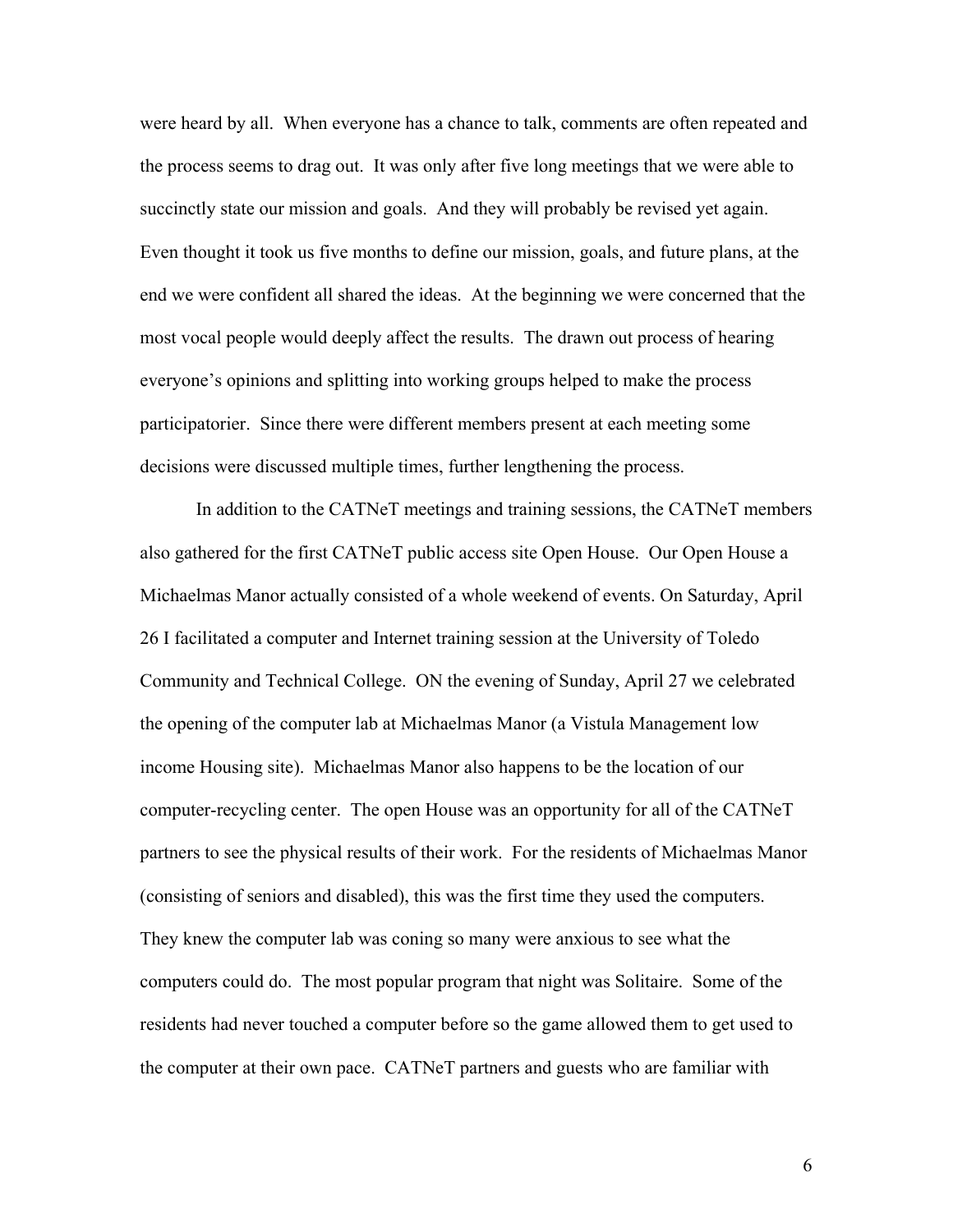were heard by all. When everyone has a chance to talk, comments are often repeated and the process seems to drag out. It was only after five long meetings that we were able to succinctly state our mission and goals. And they will probably be revised yet again. Even thought it took us five months to define our mission, goals, and future plans, at the end we were confident all shared the ideas. At the beginning we were concerned that the most vocal people would deeply affect the results. The drawn out process of hearing everyone's opinions and splitting into working groups helped to make the process participatorier. Since there were different members present at each meeting some decisions were discussed multiple times, further lengthening the process.

In addition to the CATNeT meetings and training sessions, the CATNeT members also gathered for the first CATNeT public access site Open House. Our Open House a Michaelmas Manor actually consisted of a whole weekend of events. On Saturday, April 26 I facilitated a computer and Internet training session at the University of Toledo Community and Technical College. ON the evening of Sunday, April 27 we celebrated the opening of the computer lab at Michaelmas Manor (a Vistula Management low income Housing site). Michaelmas Manor also happens to be the location of our computer-recycling center. The open House was an opportunity for all of the CATNeT partners to see the physical results of their work. For the residents of Michaelmas Manor (consisting of seniors and disabled), this was the first time they used the computers. They knew the computer lab was coning so many were anxious to see what the computers could do. The most popular program that night was Solitaire. Some of the residents had never touched a computer before so the game allowed them to get used to the computer at their own pace. CATNeT partners and guests who are familiar with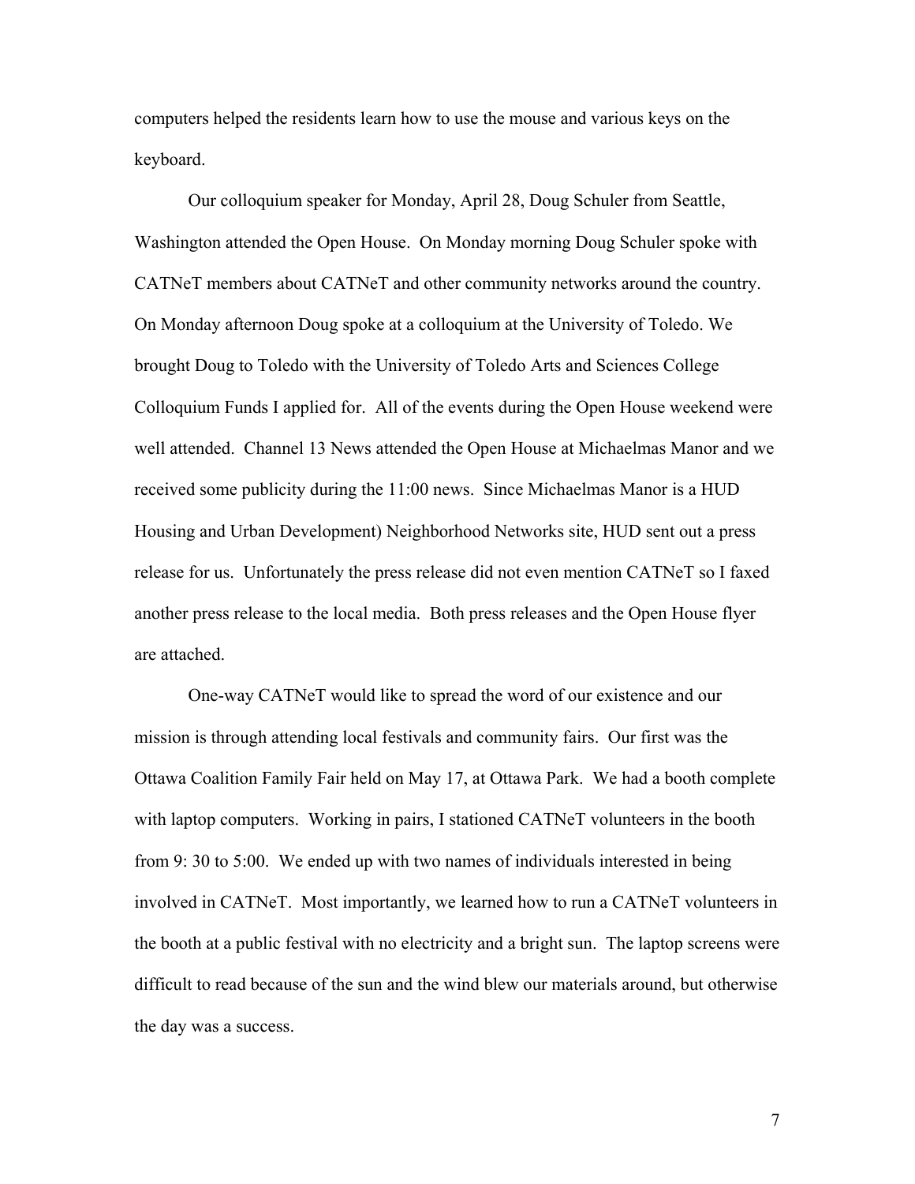computers helped the residents learn how to use the mouse and various keys on the keyboard.

Our colloquium speaker for Monday, April 28, Doug Schuler from Seattle, Washington attended the Open House. On Monday morning Doug Schuler spoke with CATNeT members about CATNeT and other community networks around the country. On Monday afternoon Doug spoke at a colloquium at the University of Toledo. We brought Doug to Toledo with the University of Toledo Arts and Sciences College Colloquium Funds I applied for. All of the events during the Open House weekend were well attended. Channel 13 News attended the Open House at Michaelmas Manor and we received some publicity during the 11:00 news. Since Michaelmas Manor is a HUD Housing and Urban Development) Neighborhood Networks site, HUD sent out a press release for us. Unfortunately the press release did not even mention CATNeT so I faxed another press release to the local media. Both press releases and the Open House flyer are attached.

One-way CATNeT would like to spread the word of our existence and our mission is through attending local festivals and community fairs. Our first was the Ottawa Coalition Family Fair held on May 17, at Ottawa Park. We had a booth complete with laptop computers. Working in pairs, I stationed CATNeT volunteers in the booth from 9: 30 to 5:00. We ended up with two names of individuals interested in being involved in CATNeT. Most importantly, we learned how to run a CATNeT volunteers in the booth at a public festival with no electricity and a bright sun. The laptop screens were difficult to read because of the sun and the wind blew our materials around, but otherwise the day was a success.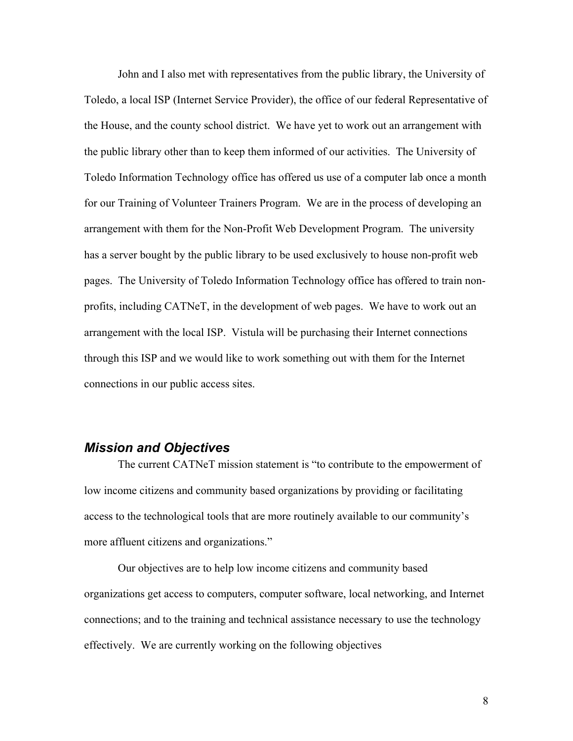John and I also met with representatives from the public library, the University of Toledo, a local ISP (Internet Service Provider), the office of our federal Representative of the House, and the county school district. We have yet to work out an arrangement with the public library other than to keep them informed of our activities. The University of Toledo Information Technology office has offered us use of a computer lab once a month for our Training of Volunteer Trainers Program. We are in the process of developing an arrangement with them for the Non-Profit Web Development Program. The university has a server bought by the public library to be used exclusively to house non-profit web pages. The University of Toledo Information Technology office has offered to train non-profits, including CATNeT, in the development of web pages. We have to work out an arrangement with the local ISP. Vistula will be purchasing their Internet connections through this ISP and we would like to work something out with them for the Internet connections in our public access sites.

## *Mission and Objectives*

The current CATNeT mission statement is "to contribute to the empowerment of low income citizens and community based organizations by providing or facilitating access to the technological tools that are more routinely available to our community's more affluent citizens and organizations."

Our objectives are to help low income citizens and community based organizations get access to computers, computer software, local networking, and Internet connections; and to the training and technical assistance necessary to use the technology effectively. We are currently working on the following objectives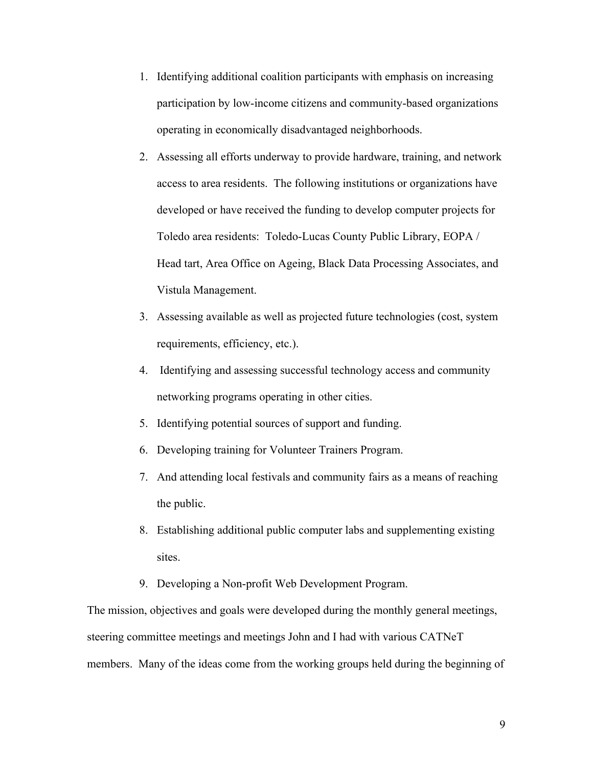1. Identifying additional coalition participants with emphasis on increasing participation by low-income citizens and community-based organizations operating in economically disadvantaged neighborhoods.
2. Assessing all efforts underway to provide hardware, training, and network access to area residents. The following institutions or organizations have developed or have received the funding to develop computer projects for Toledo area residents: Toledo-Lucas County Public Library, EOPA / Head tart, Area Office on Ageing, Black Data Processing Associates, and Vistula Management.
3. Assessing available as well as projected future technologies (cost, system requirements, efficiency, etc.).
4. Identifying and assessing successful technology access and community networking programs operating in other cities.
5. Identifying potential sources of support and funding.
6. Developing training for Volunteer Trainers Program.
7. And attending local festivals and community fairs as a means of reaching the public.
8. Establishing additional public computer labs and supplementing existing sites.
9. Developing a Non-profit Web Development Program.

The mission, objectives and goals were developed during the monthly general meetings, steering committee meetings and meetings John and I had with various CATNeT members. Many of the ideas come from the working groups held during the beginning of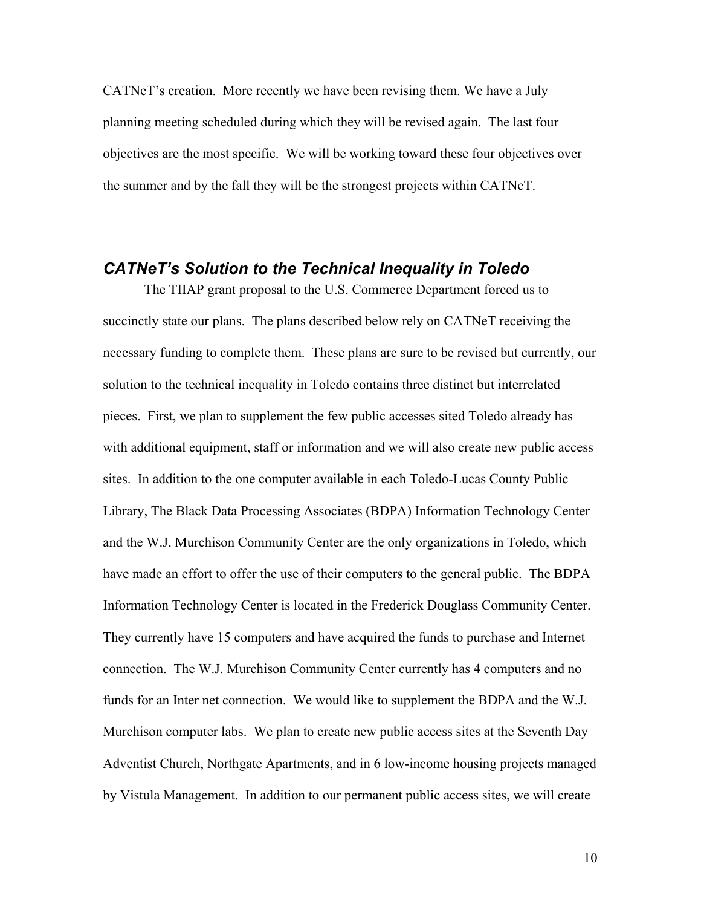CATNeT's creation. More recently we have been revising them. We have a July planning meeting scheduled during which they will be revised again. The last four objectives are the most specific. We will be working toward these four objectives over the summer and by the fall they will be the strongest projects within CATNeT.

## *CATNeT's Solution to the Technical Inequality in Toledo*

The TIIAP grant proposal to the U.S. Commerce Department forced us to succinctly state our plans. The plans described below rely on CATNeT receiving the necessary funding to complete them. These plans are sure to be revised but currently, our solution to the technical inequality in Toledo contains three distinct but interrelated pieces. First, we plan to supplement the few public accesses sited Toledo already has with additional equipment, staff or information and we will also create new public access sites. In addition to the one computer available in each Toledo-Lucas County Public Library, The Black Data Processing Associates (BDPA) Information Technology Center and the W.J. Murchison Community Center are the only organizations in Toledo, which have made an effort to offer the use of their computers to the general public. The BDPA Information Technology Center is located in the Frederick Douglass Community Center. They currently have 15 computers and have acquired the funds to purchase and Internet connection. The W.J. Murchison Community Center currently has 4 computers and no funds for an Inter net connection. We would like to supplement the BDPA and the W.J. Murchison computer labs. We plan to create new public access sites at the Seventh Day Adventist Church, Northgate Apartments, and in 6 low-income housing projects managed by Vistula Management. In addition to our permanent public access sites, we will create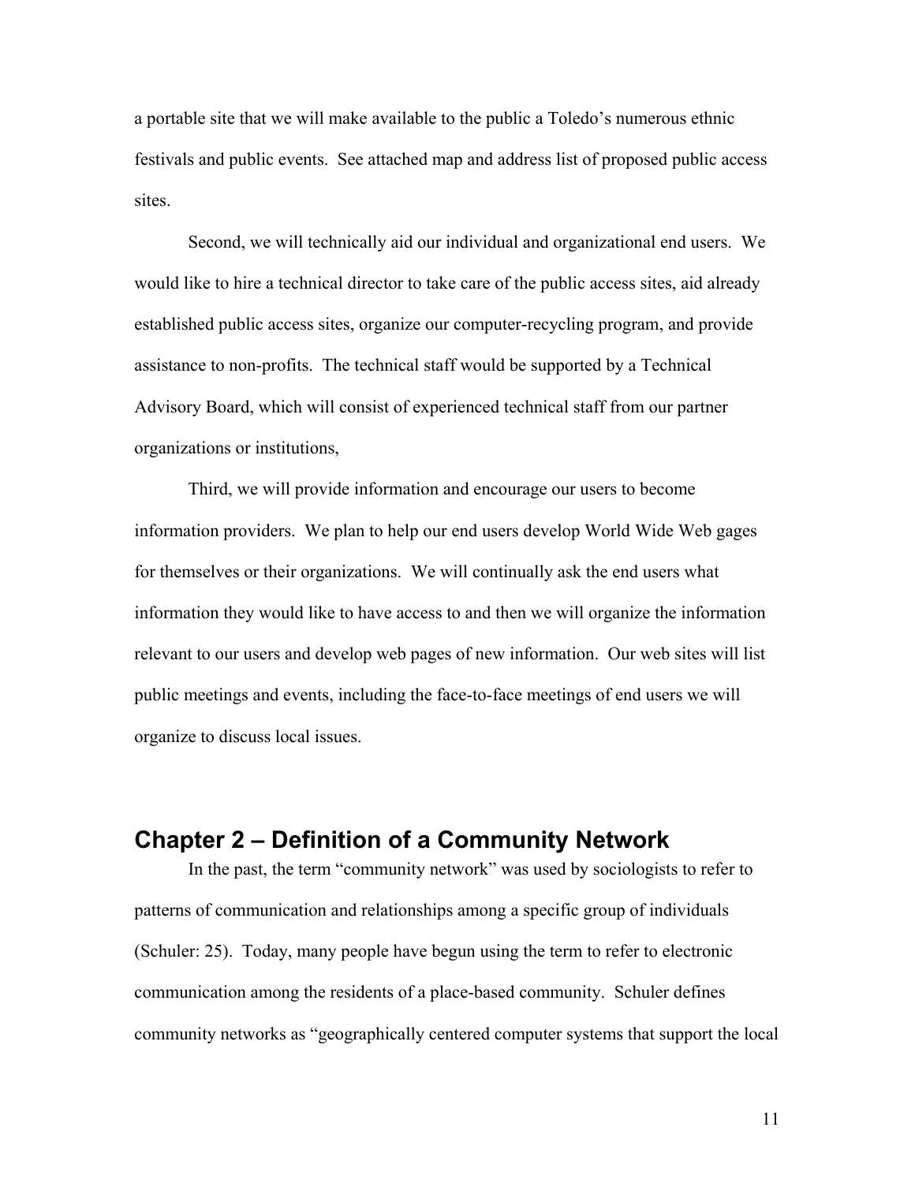a portable site that we will make available to the public a Toledo's numerous ethnic festivals and public events. See attached map and address list of proposed public access sites.

Second, we will technically aid our individual and organizational end users. We would like to hire a technical director to take care of the public access sites, aid already established public access sites, organize our computer-recycling program, and provide assistance to non-profits. The technical staff would be supported by a Technical Advisory Board, which will consist of experienced technical staff from our partner organizations or institutions,

Third, we will provide information and encourage our users to become information providers. We plan to help our end users develop World Wide Web gages for themselves or their organizations. We will continually ask the end users what information they would like to have access to and then we will organize the information relevant to our users and develop web pages of new information. Our web sites will list public meetings and events, including the face-to-face meetings of end users we will organize to discuss local issues.

## Chapter 2 – Definition of a Community Network

In the past, the term "community network" was used by sociologists to refer to patterns of communication and relationships among a specific group of individuals (Schuler: 25). Today, many people have begun using the term to refer to electronic communication among the residents of a place-based community. Schuler defines community networks as "geographically centered computer systems that support the local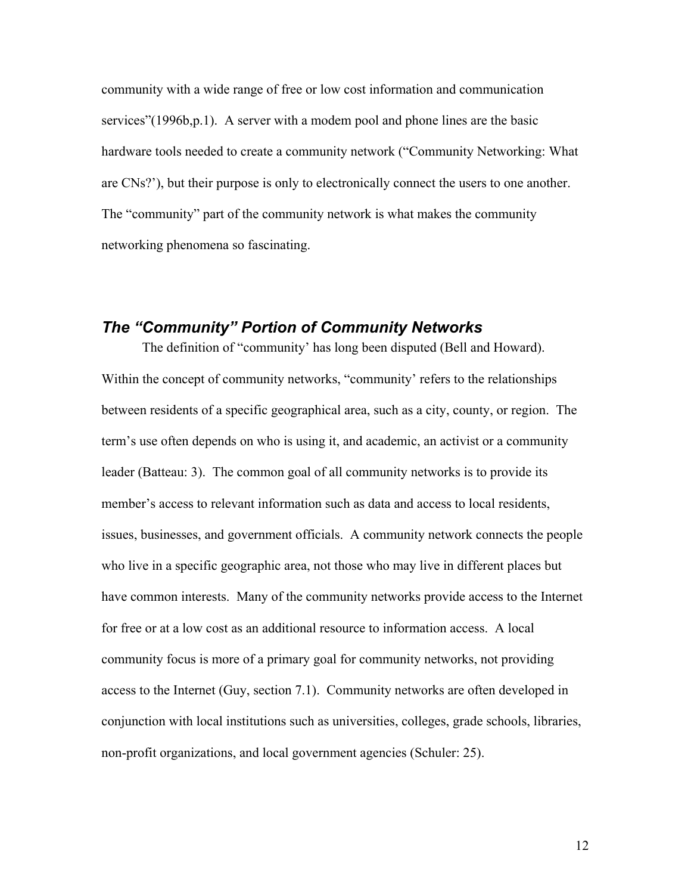community with a wide range of free or low cost information and communication services"(1996b,p.1). A server with a modem pool and phone lines are the basic hardware tools needed to create a community network ("Community Networking: What are CNs?'), but their purpose is only to electronically connect the users to one another. The "community" part of the community network is what makes the community networking phenomena so fascinating.

## *The "Community" Portion of Community Networks*

The definition of "community' has long been disputed (Bell and Howard). Within the concept of community networks, "community' refers to the relationships between residents of a specific geographical area, such as a city, county, or region. The term's use often depends on who is using it, and academic, an activist or a community leader (Batteau: 3). The common goal of all community networks is to provide its member's access to relevant information such as data and access to local residents, issues, businesses, and government officials. A community network connects the people who live in a specific geographic area, not those who may live in different places but have common interests. Many of the community networks provide access to the Internet for free or at a low cost as an additional resource to information access. A local community focus is more of a primary goal for community networks, not providing access to the Internet (Guy, section 7.1). Community networks are often developed in conjunction with local institutions such as universities, colleges, grade schools, libraries, non-profit organizations, and local government agencies (Schuler: 25).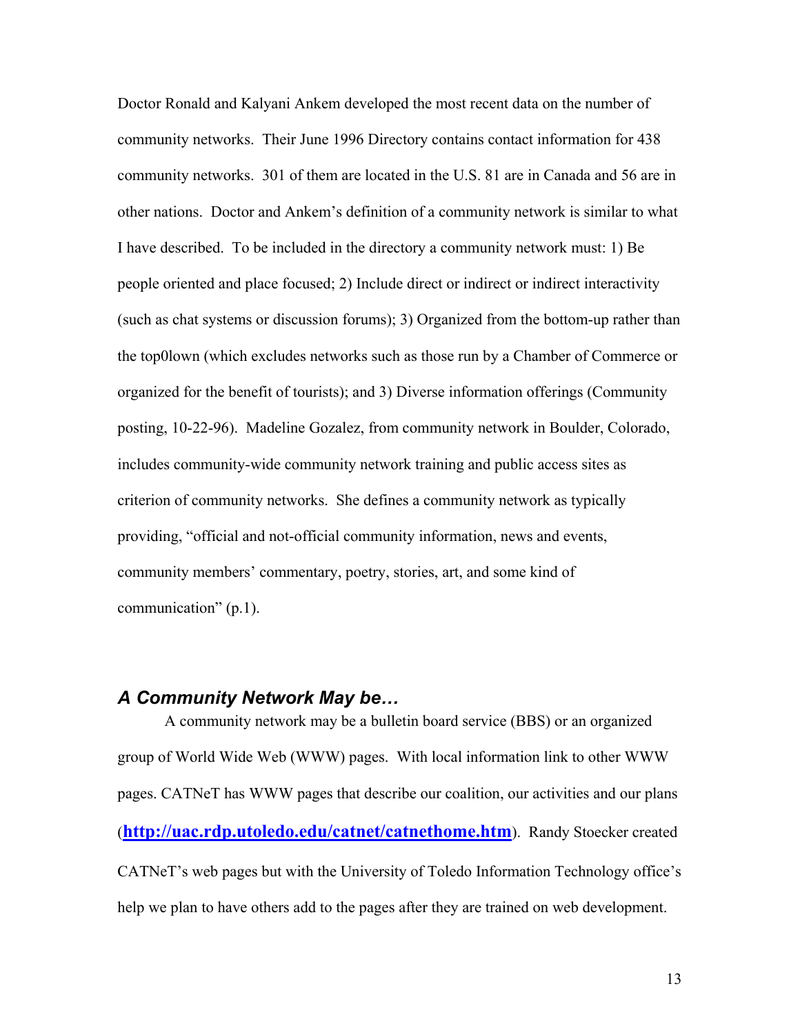Doctor Ronald and Kalyani Ankem developed the most recent data on the number of community networks. Their June 1996 Directory contains contact information for 438 community networks. 301 of them are located in the U.S. 81 are in Canada and 56 are in other nations. Doctor and Ankem's definition of a community network is similar to what I have described. To be included in the directory a community network must: 1) Be people oriented and place focused; 2) Include direct or indirect or indirect interactivity (such as chat systems or discussion forums); 3) Organized from the bottom-up rather than the top0lown (which excludes networks such as those run by a Chamber of Commerce or organized for the benefit of tourists); and 3) Diverse information offerings (Community posting, 10-22-96). Madeline Gozalez, from community network in Boulder, Colorado, includes community-wide community network training and public access sites as criterion of community networks. She defines a community network as typically providing, "official and not-official community information, news and events, community members' commentary, poetry, stories, art, and some kind of communication" (p.1).

### *A Community Network May be…*

A community network may be a bulletin board service (BBS) or an organized group of World Wide Web (WWW) pages. With local information link to other WWW pages. CATNeT has WWW pages that describe our coalition, our activities and our plans (**http://uac.rdp.utoledo.edu/catnet/catnethome.htm**). Randy Stoecker created CATNeT's web pages but with the University of Toledo Information Technology office's help we plan to have others add to the pages after they are trained on web development.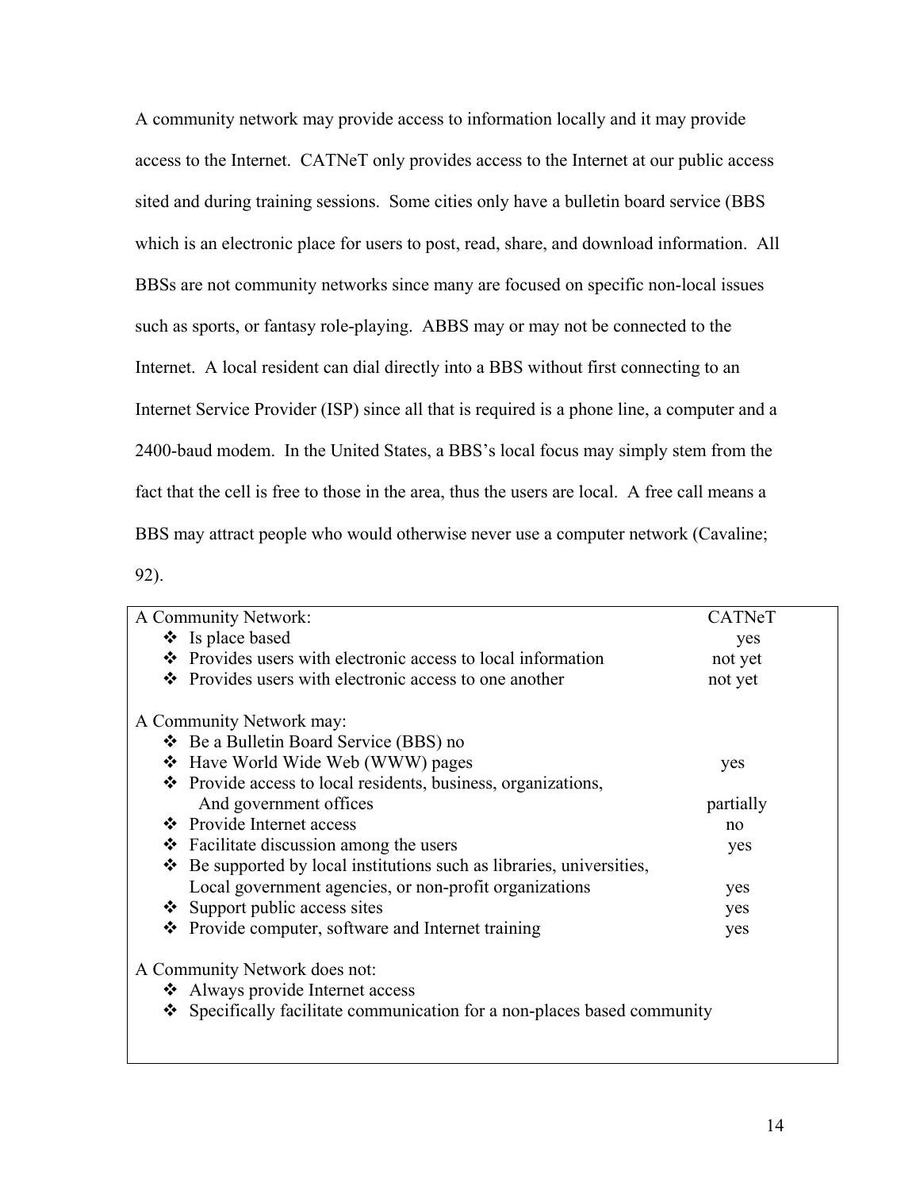A community network may provide access to information locally and it may provide access to the Internet. CATNeT only provides access to the Internet at our public access sited and during training sessions. Some cities only have a bulletin board service (BBS which is an electronic place for users to post, read, share, and download information. All BBSs are not community networks since many are focused on specific non-local issues such as sports, or fantasy role-playing. ABBS may or may not be connected to the Internet. A local resident can dial directly into a BBS without first connecting to an Internet Service Provider (ISP) since all that is required is a phone line, a computer and a 2400-baud modem. In the United States, a BBS's local focus may simply stem from the fact that the cell is free to those in the area, thus the users are local. A free call means a BBS may attract people who would otherwise never use a computer network (Cavaline; 92).

| A Community Network: | CATNeT |
|---|---|
| ❖ Is place based | yes |
| ❖ Provides users with electronic access to local information | not yet |
| ❖ Provides users with electronic access to one another | not yet |
| | |
| A Community Network may: | |
| ❖ Be a Bulletin Board Service (BBS) no | |
| ❖ Have World Wide Web (WWW) pages | yes |
| ❖ Provide access to local residents, business, organizations, And government offices | partially |
| ❖ Provide Internet access | no |
| ❖ Facilitate discussion among the users | yes |
| ❖ Be supported by local institutions such as libraries, universities, Local government agencies, or non-profit organizations | yes |
| ❖ Support public access sites | yes |
| ❖ Provide computer, software and Internet training | yes |
| | |
| A Community Network does not: | |
| ❖ Always provide Internet access | |
| ❖ Specifically facilitate communication for a non-places based community | |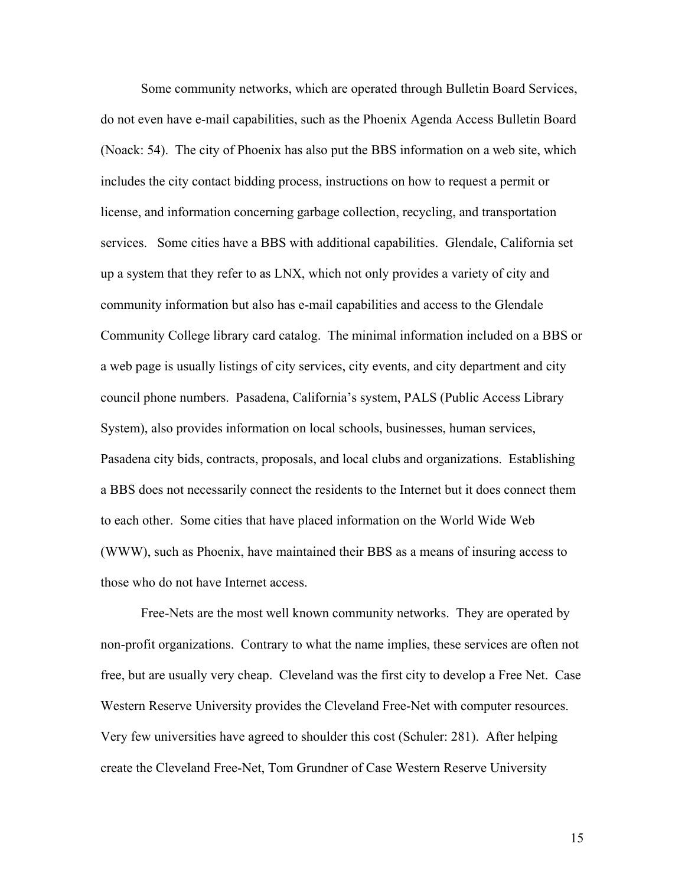Some community networks, which are operated through Bulletin Board Services, do not even have e-mail capabilities, such as the Phoenix Agenda Access Bulletin Board (Noack: 54). The city of Phoenix has also put the BBS information on a web site, which includes the city contact bidding process, instructions on how to request a permit or license, and information concerning garbage collection, recycling, and transportation services. Some cities have a BBS with additional capabilities. Glendale, California set up a system that they refer to as LNX, which not only provides a variety of city and community information but also has e-mail capabilities and access to the Glendale Community College library card catalog. The minimal information included on a BBS or a web page is usually listings of city services, city events, and city department and city council phone numbers. Pasadena, California's system, PALS (Public Access Library System), also provides information on local schools, businesses, human services, Pasadena city bids, contracts, proposals, and local clubs and organizations. Establishing a BBS does not necessarily connect the residents to the Internet but it does connect them to each other. Some cities that have placed information on the World Wide Web (WWW), such as Phoenix, have maintained their BBS as a means of insuring access to those who do not have Internet access.

Free-Nets are the most well known community networks. They are operated by non-profit organizations. Contrary to what the name implies, these services are often not free, but are usually very cheap. Cleveland was the first city to develop a Free Net. Case Western Reserve University provides the Cleveland Free-Net with computer resources. Very few universities have agreed to shoulder this cost (Schuler: 281). After helping create the Cleveland Free-Net, Tom Grundner of Case Western Reserve University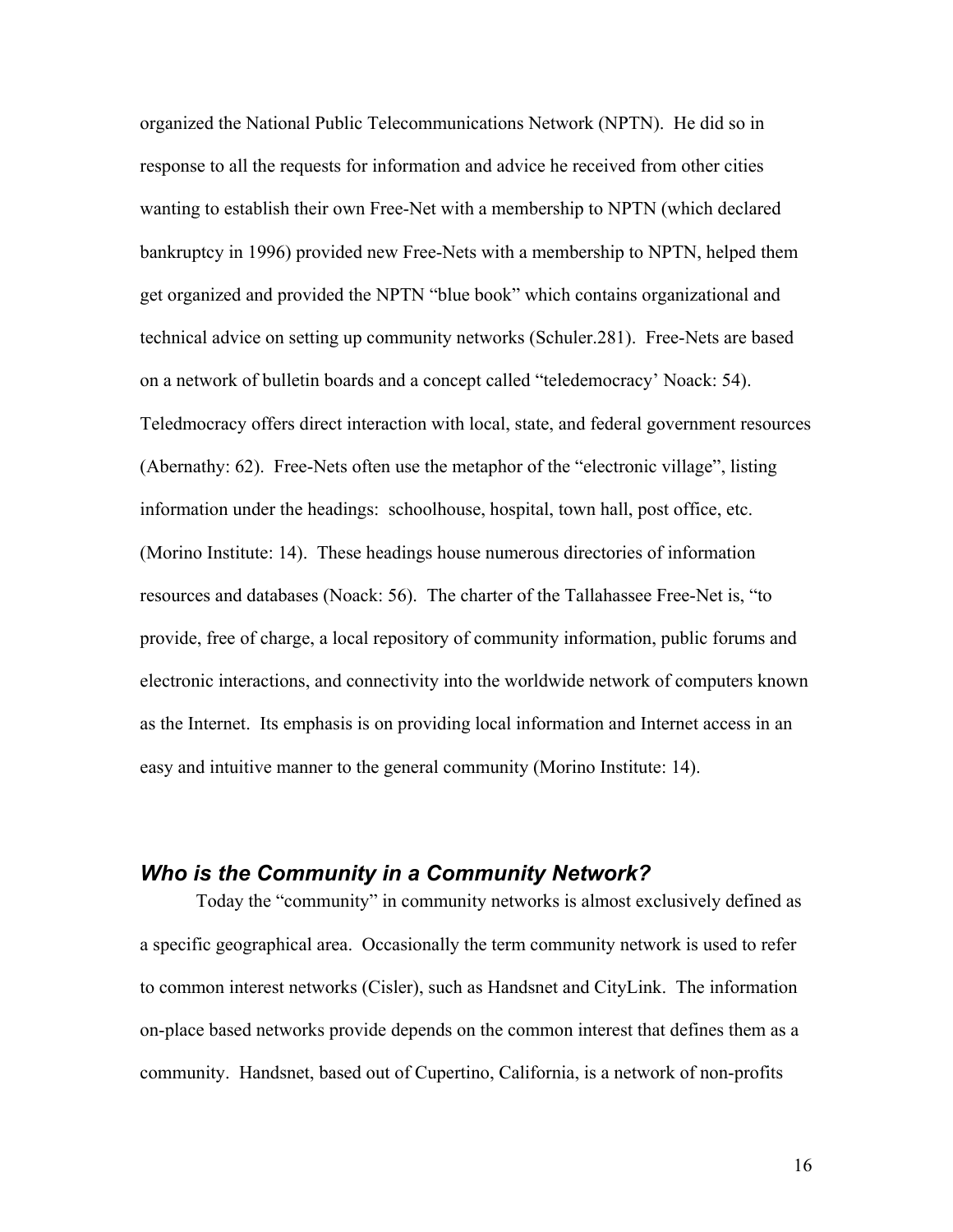organized the National Public Telecommunications Network (NPTN). He did so in response to all the requests for information and advice he received from other cities wanting to establish their own Free-Net with a membership to NPTN (which declared bankruptcy in 1996) provided new Free-Nets with a membership to NPTN, helped them get organized and provided the NPTN "blue book" which contains organizational and technical advice on setting up community networks (Schuler.281). Free-Nets are based on a network of bulletin boards and a concept called "teledemocracy' Noack: 54). Teledmocracy offers direct interaction with local, state, and federal government resources (Abernathy: 62). Free-Nets often use the metaphor of the "electronic village", listing information under the headings: schoolhouse, hospital, town hall, post office, etc. (Morino Institute: 14). These headings house numerous directories of information resources and databases (Noack: 56). The charter of the Tallahassee Free-Net is, "to provide, free of charge, a local repository of community information, public forums and electronic interactions, and connectivity into the worldwide network of computers known as the Internet. Its emphasis is on providing local information and Internet access in an easy and intuitive manner to the general community (Morino Institute: 14).

## *Who is the Community in a Community Network?*

Today the "community" in community networks is almost exclusively defined as a specific geographical area. Occasionally the term community network is used to refer to common interest networks (Cisler), such as Handsnet and CityLink. The information on-place based networks provide depends on the common interest that defines them as a community. Handsnet, based out of Cupertino, California, is a network of non-profits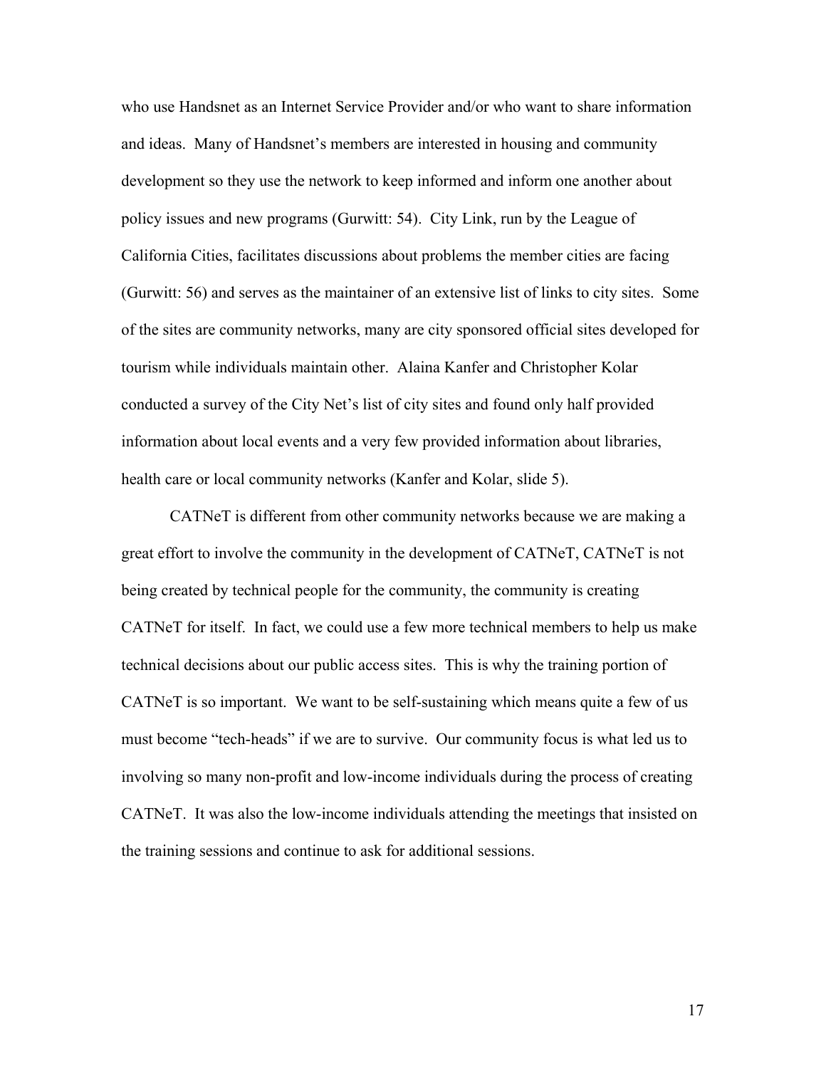who use Handsnet as an Internet Service Provider and/or who want to share information and ideas. Many of Handsnet's members are interested in housing and community development so they use the network to keep informed and inform one another about policy issues and new programs (Gurwitt: 54). City Link, run by the League of California Cities, facilitates discussions about problems the member cities are facing (Gurwitt: 56) and serves as the maintainer of an extensive list of links to city sites. Some of the sites are community networks, many are city sponsored official sites developed for tourism while individuals maintain other. Alaina Kanfer and Christopher Kolar conducted a survey of the City Net's list of city sites and found only half provided information about local events and a very few provided information about libraries, health care or local community networks (Kanfer and Kolar, slide 5).

CATNeT is different from other community networks because we are making a great effort to involve the community in the development of CATNeT, CATNeT is not being created by technical people for the community, the community is creating CATNeT for itself. In fact, we could use a few more technical members to help us make technical decisions about our public access sites. This is why the training portion of CATNeT is so important. We want to be self-sustaining which means quite a few of us must become "tech-heads" if we are to survive. Our community focus is what led us to involving so many non-profit and low-income individuals during the process of creating CATNeT. It was also the low-income individuals attending the meetings that insisted on the training sessions and continue to ask for additional sessions.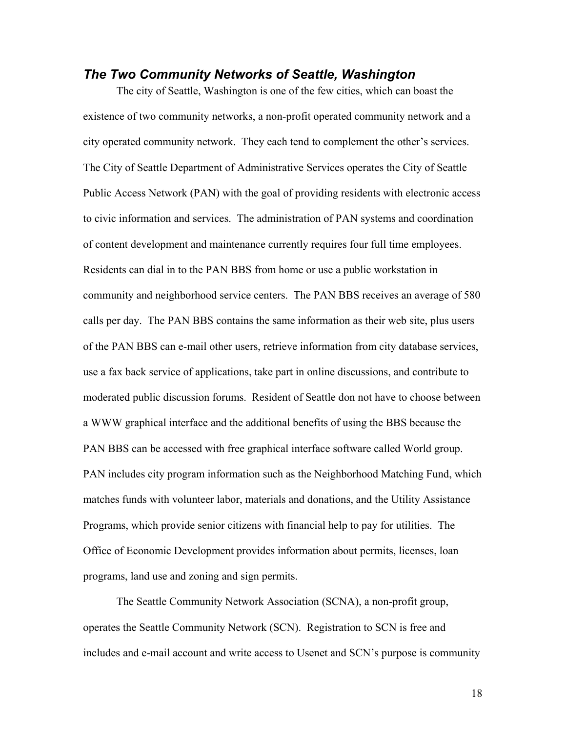### *The Two Community Networks of Seattle, Washington*

The city of Seattle, Washington is one of the few cities, which can boast the existence of two community networks, a non-profit operated community network and a city operated community network. They each tend to complement the other's services. The City of Seattle Department of Administrative Services operates the City of Seattle Public Access Network (PAN) with the goal of providing residents with electronic access to civic information and services. The administration of PAN systems and coordination of content development and maintenance currently requires four full time employees. Residents can dial in to the PAN BBS from home or use a public workstation in community and neighborhood service centers. The PAN BBS receives an average of 580 calls per day. The PAN BBS contains the same information as their web site, plus users of the PAN BBS can e-mail other users, retrieve information from city database services, use a fax back service of applications, take part in online discussions, and contribute to moderated public discussion forums. Resident of Seattle don not have to choose between a WWW graphical interface and the additional benefits of using the BBS because the PAN BBS can be accessed with free graphical interface software called World group. PAN includes city program information such as the Neighborhood Matching Fund, which matches funds with volunteer labor, materials and donations, and the Utility Assistance Programs, which provide senior citizens with financial help to pay for utilities. The Office of Economic Development provides information about permits, licenses, loan programs, land use and zoning and sign permits.

The Seattle Community Network Association (SCNA), a non-profit group, operates the Seattle Community Network (SCN). Registration to SCN is free and includes and e-mail account and write access to Usenet and SCN's purpose is community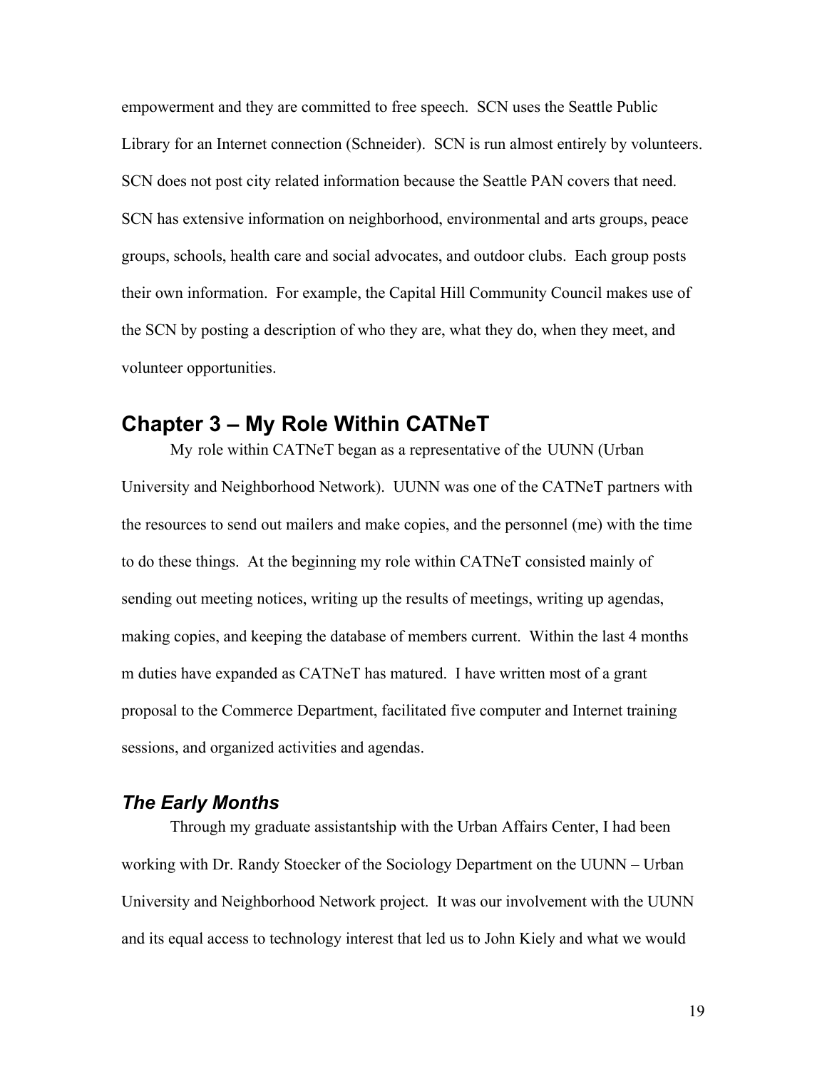empowerment and they are committed to free speech. SCN uses the Seattle Public Library for an Internet connection (Schneider). SCN is run almost entirely by volunteers. SCN does not post city related information because the Seattle PAN covers that need. SCN has extensive information on neighborhood, environmental and arts groups, peace groups, schools, health care and social advocates, and outdoor clubs. Each group posts their own information. For example, the Capital Hill Community Council makes use of the SCN by posting a description of who they are, what they do, when they meet, and volunteer opportunities.

## Chapter 3 – My Role Within CATNeT

My role within CATNeT began as a representative of the UUNN (Urban University and Neighborhood Network). UUNN was one of the CATNeT partners with the resources to send out mailers and make copies, and the personnel (me) with the time to do these things. At the beginning my role within CATNeT consisted mainly of sending out meeting notices, writing up the results of meetings, writing up agendas, making copies, and keeping the database of members current. Within the last 4 months m duties have expanded as CATNeT has matured. I have written most of a grant proposal to the Commerce Department, facilitated five computer and Internet training sessions, and organized activities and agendas.

### *The Early Months*

Through my graduate assistantship with the Urban Affairs Center, I had been working with Dr. Randy Stoecker of the Sociology Department on the UUNN – Urban University and Neighborhood Network project. It was our involvement with the UUNN and its equal access to technology interest that led us to John Kiely and what we would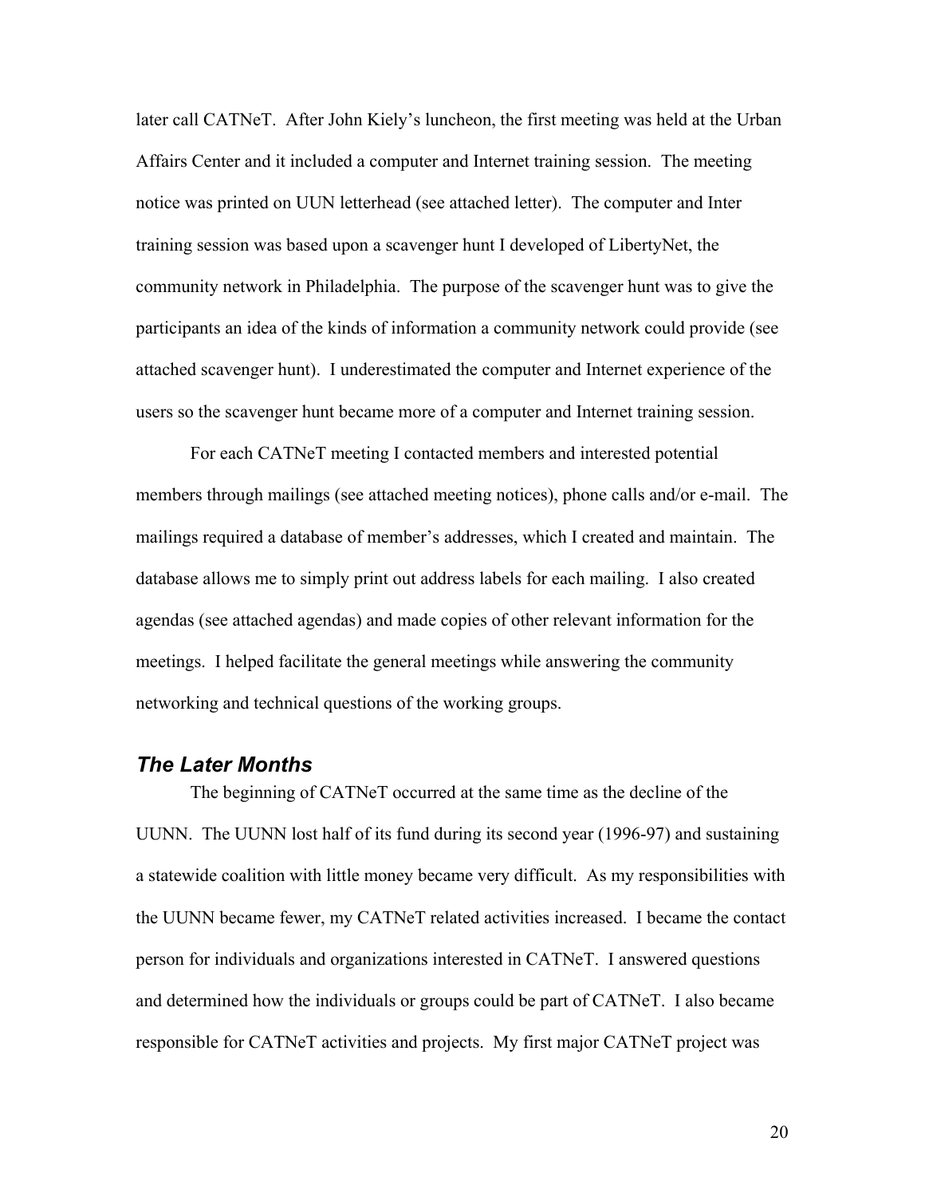later call CATNeT. After John Kiely's luncheon, the first meeting was held at the Urban Affairs Center and it included a computer and Internet training session. The meeting notice was printed on UUN letterhead (see attached letter). The computer and Inter training session was based upon a scavenger hunt I developed of LibertyNet, the community network in Philadelphia. The purpose of the scavenger hunt was to give the participants an idea of the kinds of information a community network could provide (see attached scavenger hunt). I underestimated the computer and Internet experience of the users so the scavenger hunt became more of a computer and Internet training session.

For each CATNeT meeting I contacted members and interested potential members through mailings (see attached meeting notices), phone calls and/or e-mail. The mailings required a database of member's addresses, which I created and maintain. The database allows me to simply print out address labels for each mailing. I also created agendas (see attached agendas) and made copies of other relevant information for the meetings. I helped facilitate the general meetings while answering the community networking and technical questions of the working groups.

### *The Later Months*

The beginning of CATNeT occurred at the same time as the decline of the UUNN. The UUNN lost half of its fund during its second year (1996-97) and sustaining a statewide coalition with little money became very difficult. As my responsibilities with the UUNN became fewer, my CATNeT related activities increased. I became the contact person for individuals and organizations interested in CATNeT. I answered questions and determined how the individuals or groups could be part of CATNeT. I also became responsible for CATNeT activities and projects. My first major CATNeT project was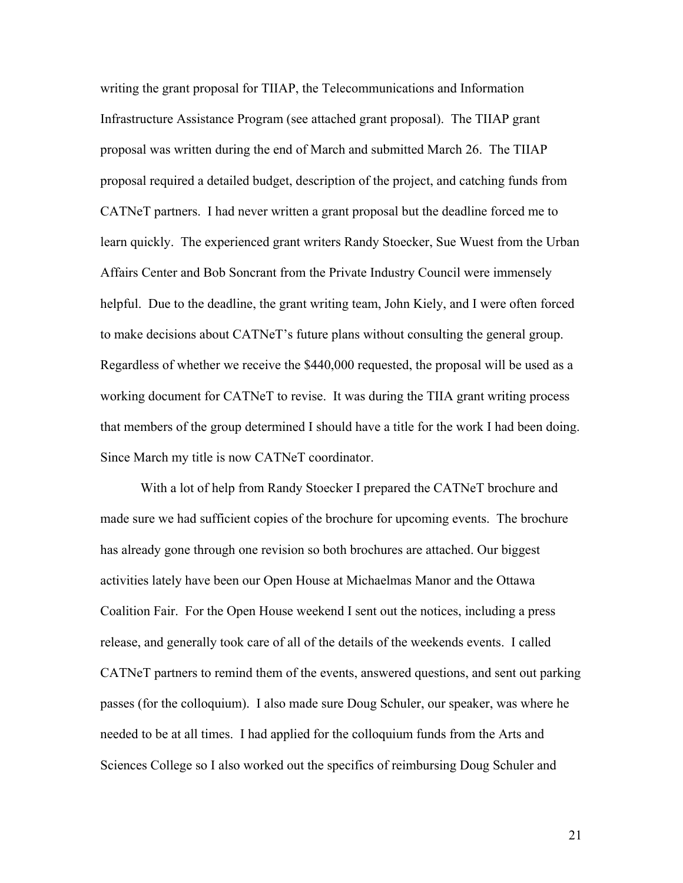writing the grant proposal for TIIAP, the Telecommunications and Information Infrastructure Assistance Program (see attached grant proposal). The TIIAP grant proposal was written during the end of March and submitted March 26. The TIIAP proposal required a detailed budget, description of the project, and catching funds from CATNeT partners. I had never written a grant proposal but the deadline forced me to learn quickly. The experienced grant writers Randy Stoecker, Sue Wuest from the Urban Affairs Center and Bob Soncrant from the Private Industry Council were immensely helpful. Due to the deadline, the grant writing team, John Kiely, and I were often forced to make decisions about CATNeT's future plans without consulting the general group. Regardless of whether we receive the $440,000 requested, the proposal will be used as a working document for CATNeT to revise. It was during the TIIA grant writing process that members of the group determined I should have a title for the work I had been doing. Since March my title is now CATNeT coordinator.

With a lot of help from Randy Stoecker I prepared the CATNeT brochure and made sure we had sufficient copies of the brochure for upcoming events. The brochure has already gone through one revision so both brochures are attached. Our biggest activities lately have been our Open House at Michaelmas Manor and the Ottawa Coalition Fair. For the Open House weekend I sent out the notices, including a press release, and generally took care of all of the details of the weekends events. I called CATNeT partners to remind them of the events, answered questions, and sent out parking passes (for the colloquium). I also made sure Doug Schuler, our speaker, was where he needed to be at all times. I had applied for the colloquium funds from the Arts and Sciences College so I also worked out the specifics of reimbursing Doug Schuler and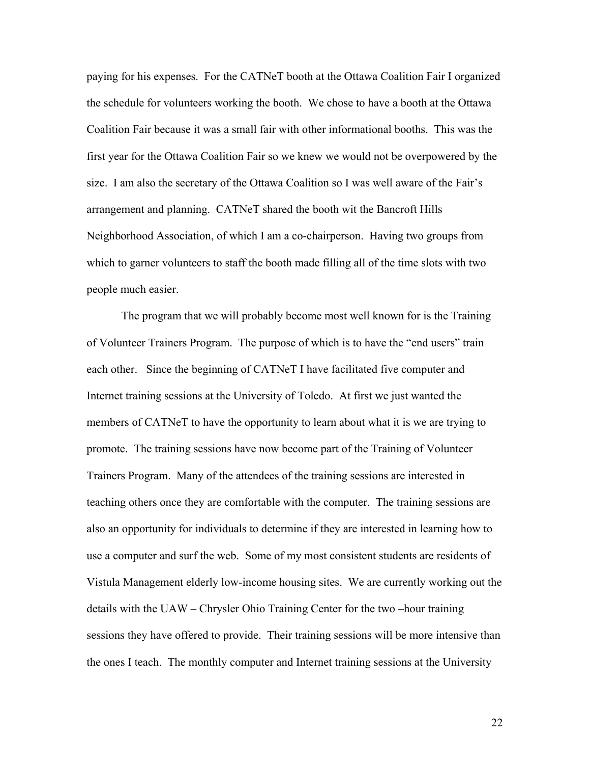paying for his expenses. For the CATNeT booth at the Ottawa Coalition Fair I organized the schedule for volunteers working the booth. We chose to have a booth at the Ottawa Coalition Fair because it was a small fair with other informational booths. This was the first year for the Ottawa Coalition Fair so we knew we would not be overpowered by the size. I am also the secretary of the Ottawa Coalition so I was well aware of the Fair's arrangement and planning. CATNeT shared the booth wit the Bancroft Hills Neighborhood Association, of which I am a co-chairperson. Having two groups from which to garner volunteers to staff the booth made filling all of the time slots with two people much easier.

The program that we will probably become most well known for is the Training of Volunteer Trainers Program. The purpose of which is to have the "end users" train each other. Since the beginning of CATNeT I have facilitated five computer and Internet training sessions at the University of Toledo. At first we just wanted the members of CATNeT to have the opportunity to learn about what it is we are trying to promote. The training sessions have now become part of the Training of Volunteer Trainers Program. Many of the attendees of the training sessions are interested in teaching others once they are comfortable with the computer. The training sessions are also an opportunity for individuals to determine if they are interested in learning how to use a computer and surf the web. Some of my most consistent students are residents of Vistula Management elderly low-income housing sites. We are currently working out the details with the UAW – Chrysler Ohio Training Center for the two –hour training sessions they have offered to provide. Their training sessions will be more intensive than the ones I teach. The monthly computer and Internet training sessions at the University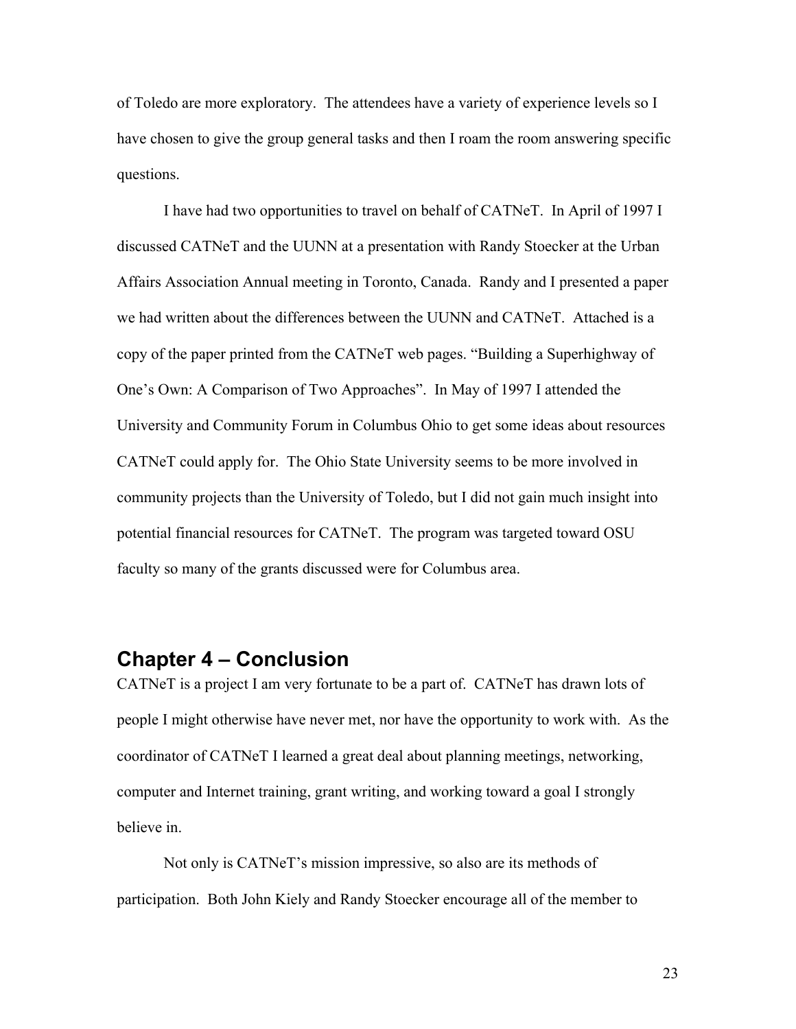of Toledo are more exploratory. The attendees have a variety of experience levels so I have chosen to give the group general tasks and then I roam the room answering specific questions.

I have had two opportunities to travel on behalf of CATNeT. In April of 1997 I discussed CATNeT and the UUNN at a presentation with Randy Stoecker at the Urban Affairs Association Annual meeting in Toronto, Canada. Randy and I presented a paper we had written about the differences between the UUNN and CATNeT. Attached is a copy of the paper printed from the CATNeT web pages. "Building a Superhighway of One's Own: A Comparison of Two Approaches". In May of 1997 I attended the University and Community Forum in Columbus Ohio to get some ideas about resources CATNeT could apply for. The Ohio State University seems to be more involved in community projects than the University of Toledo, but I did not gain much insight into potential financial resources for CATNeT. The program was targeted toward OSU faculty so many of the grants discussed were for Columbus area.

## Chapter 4 – Conclusion

CATNeT is a project I am very fortunate to be a part of. CATNeT has drawn lots of people I might otherwise have never met, nor have the opportunity to work with. As the coordinator of CATNeT I learned a great deal about planning meetings, networking, computer and Internet training, grant writing, and working toward a goal I strongly believe in.

Not only is CATNeT's mission impressive, so also are its methods of participation. Both John Kiely and Randy Stoecker encourage all of the member to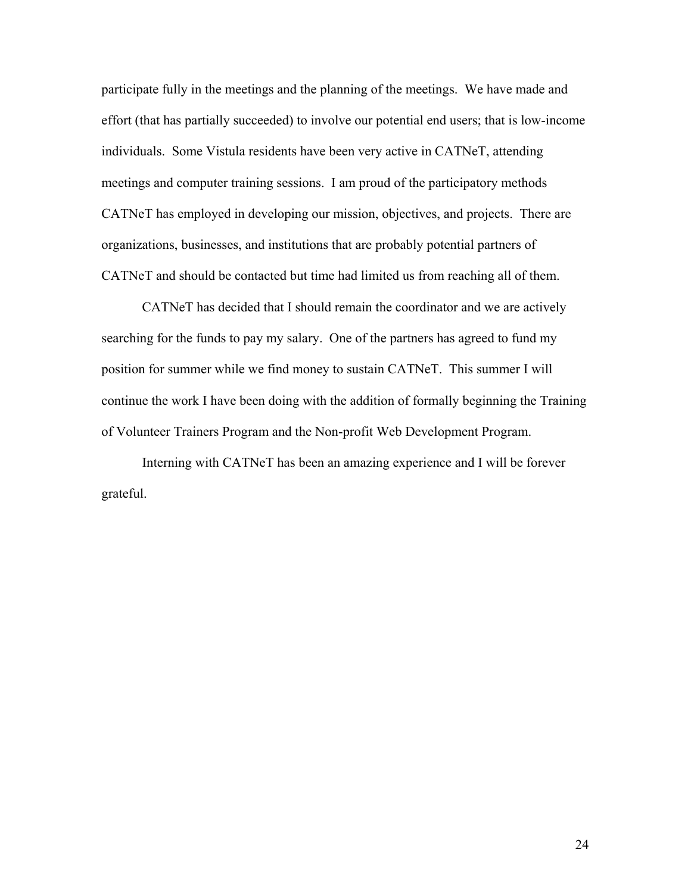participate fully in the meetings and the planning of the meetings. We have made and effort (that has partially succeeded) to involve our potential end users; that is low-income individuals. Some Vistula residents have been very active in CATNeT, attending meetings and computer training sessions. I am proud of the participatory methods CATNeT has employed in developing our mission, objectives, and projects. There are organizations, businesses, and institutions that are probably potential partners of CATNeT and should be contacted but time had limited us from reaching all of them.

CATNeT has decided that I should remain the coordinator and we are actively searching for the funds to pay my salary. One of the partners has agreed to fund my position for summer while we find money to sustain CATNeT. This summer I will continue the work I have been doing with the addition of formally beginning the Training of Volunteer Trainers Program and the Non-profit Web Development Program.

Interning with CATNeT has been an amazing experience and I will be forever grateful.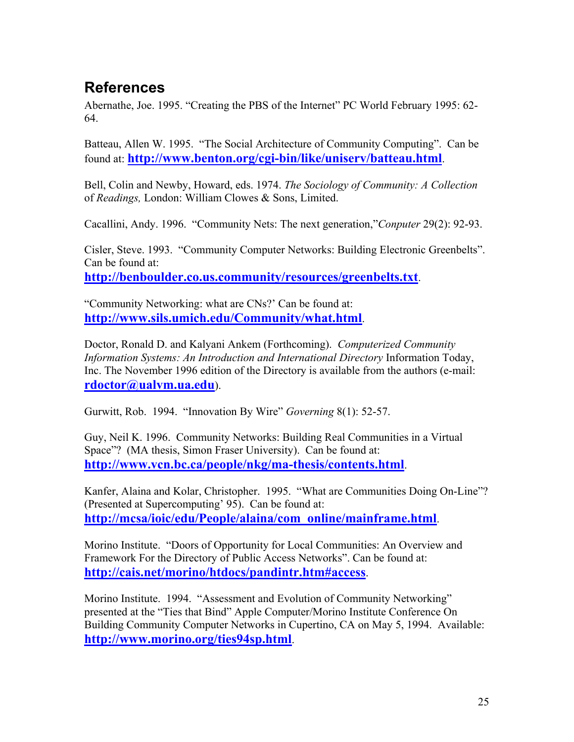## References

Abernathe, Joe. 1995. “Creating the PBS of the Internet” PC World February 1995: 62-64.

Batteau, Allen W. 1995. “The Social Architecture of Community Computing”. Can be found at: **http://www.benton.org/cgi-bin/like/uniserv/batteau.html**.

Bell, Colin and Newby, Howard, eds. 1974. *The Sociology of Community: A Collection* of *Readings,* London: William Clowes & Sons, Limited.

Cacallini, Andy. 1996. “Community Nets: The next generation,”*Conputer* 29(2): 92-93.

Cisler, Steve. 1993. “Community Computer Networks: Building Electronic Greenbelts”. Can be found at: **http://benboulder.co.us.community/resources/greenbelts.txt**.

“Community Networking: what are CNs?’ Can be found at: **http://www.sils.umich.edu/Community/what.html**.

Doctor, Ronald D. and Kalyani Ankem (Forthcoming). *Computerized Community Information Systems: An Introduction and International Directory* Information Today, Inc. The November 1996 edition of the Directory is available from the authors (e-mail: **rdoctor@ualvm.ua.edu**).

Gurwitt, Rob. 1994. “Innovation By Wire” *Governing* 8(1): 52-57.

Guy, Neil K. 1996. Community Networks: Building Real Communities in a Virtual Space”? (MA thesis, Simon Fraser University). Can be found at: **http://www.vcn.bc.ca/people/nkg/ma-thesis/contents.html**.

Kanfer, Alaina and Kolar, Christopher. 1995. “What are Communities Doing On-Line”? (Presented at Supercomputing’ 95). Can be found at: **http://mcsa/ioic/edu/People/alaina/com_online/mainframe.html**.

Morino Institute. “Doors of Opportunity for Local Communities: An Overview and Framework For the Directory of Public Access Networks”. Can be found at: **http://cais.net/morino/htdocs/pandintr.htm#access**.

Morino Institute. 1994. “Assessment and Evolution of Community Networking” presented at the “Ties that Bind” Apple Computer/Morino Institute Conference On Building Community Computer Networks in Cupertino, CA on May 5, 1994. Available: **http://www.morino.org/ties94sp.html**.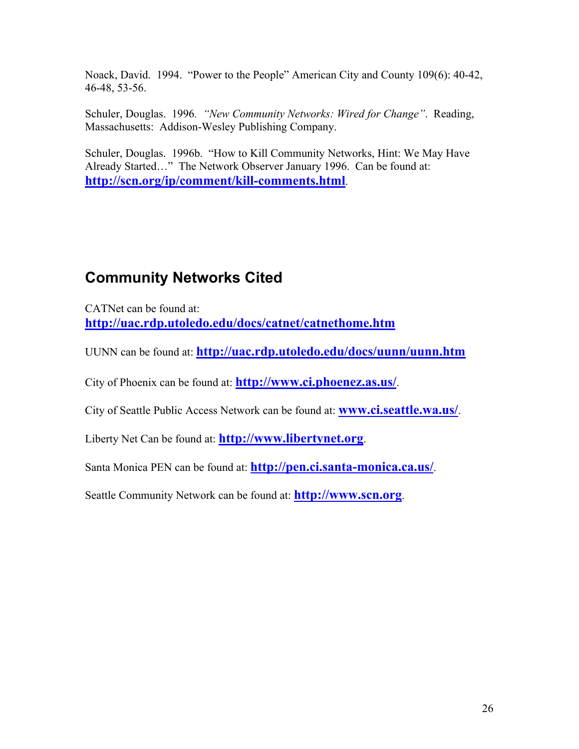Noack, David. 1994. "Power to the People" American City and County 109(6): 40-42, 46-48, 53-56.

Schuler, Douglas. 1996. *"New Community Networks: Wired for Change"*. Reading, Massachusetts: Addison-Wesley Publishing Company.

Schuler, Douglas. 1996b. "How to Kill Community Networks, Hint: We May Have Already Started…" The Network Observer January 1996. Can be found at: **http://scn.org/ip/comment/kill-comments.html**.

## Community Networks Cited

CATNet can be found at: **http://uac.rdp.utoledo.edu/docs/catnet/catnethome.htm**

UUNN can be found at: **http://uac.rdp.utoledo.edu/docs/uunn/uunn.htm**

City of Phoenix can be found at: **http://www.ci.phoenez.as.us/**.

City of Seattle Public Access Network can be found at: **www.ci.seattle.wa.us/**.

Liberty Net Can be found at: **http://www.libertynet.org**.

Santa Monica PEN can be found at: **http://pen.ci.santa-monica.ca.us/**.

Seattle Community Network can be found at: **http://www.scn.org**.